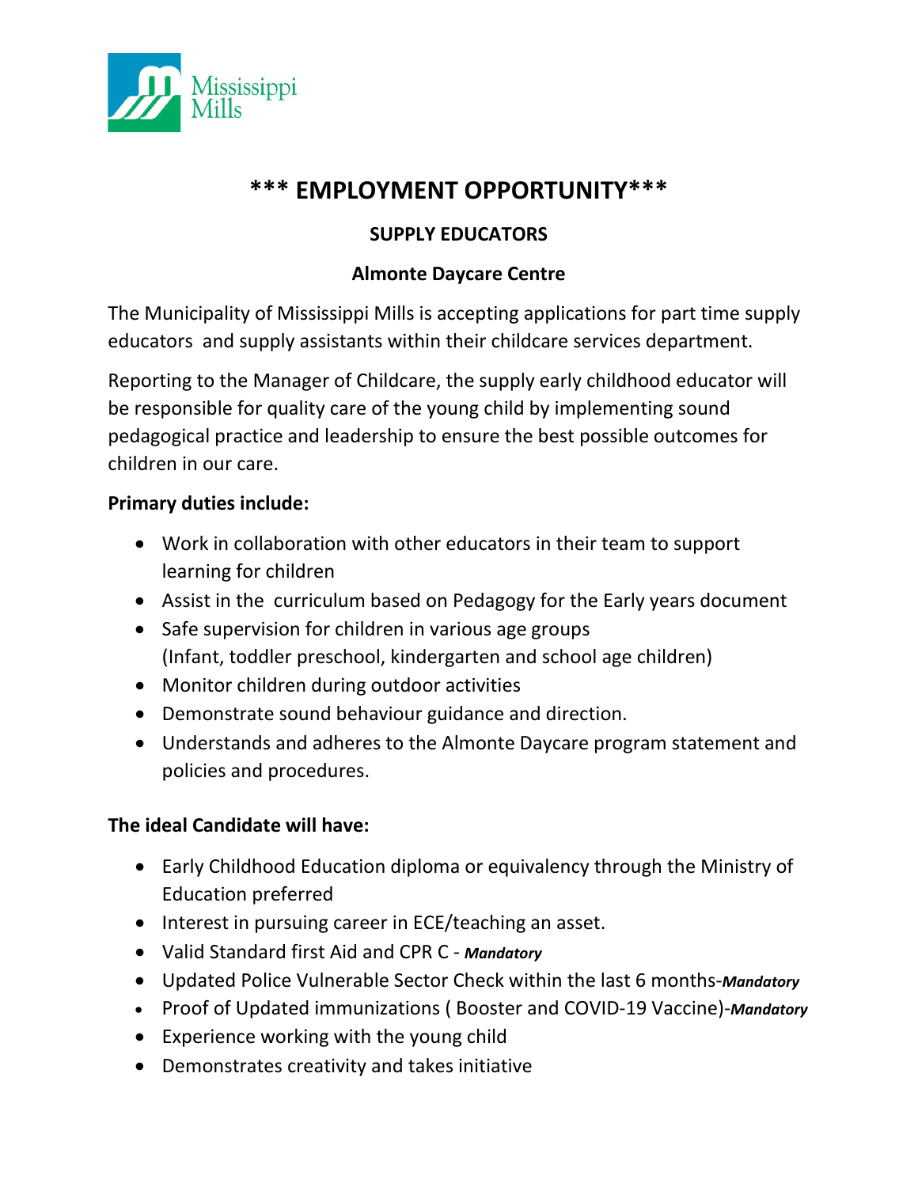# *** EMPLOYMENT OPPORTUNITY***

## SUPPLY EDUCATORS

## Almonte Daycare Centre

The Municipality of Mississippi Mills is accepting applications for part time supply educators and supply assistants within their childcare services department.

Reporting to the Manager of Childcare, the supply early childhood educator will be responsible for quality care of the young child by implementing sound pedagogical practice and leadership to ensure the best possible outcomes for children in our care.

**Primary duties include:**

- Work in collaboration with other educators in their team to support learning for children
- Assist in the curriculum based on Pedagogy for the Early years document
- Safe supervision for children in various age groups (Infant, toddler preschool, kindergarten and school age children)
- Monitor children during outdoor activities
- Demonstrate sound behaviour guidance and direction.
- Understands and adheres to the Almonte Daycare program statement and policies and procedures.

**The ideal Candidate will have:**

- Early Childhood Education diploma or equivalency through the Ministry of Education preferred
- Interest in pursuing career in ECE/teaching an asset.
- Valid Standard first Aid and CPR C - ***Mandatory***
- Updated Police Vulnerable Sector Check within the last 6 months-***Mandatory***
- Proof of Updated immunizations ( Booster and COVID-19 Vaccine)-***Mandatory***
- Experience working with the young child
- Demonstrates creativity and takes initiative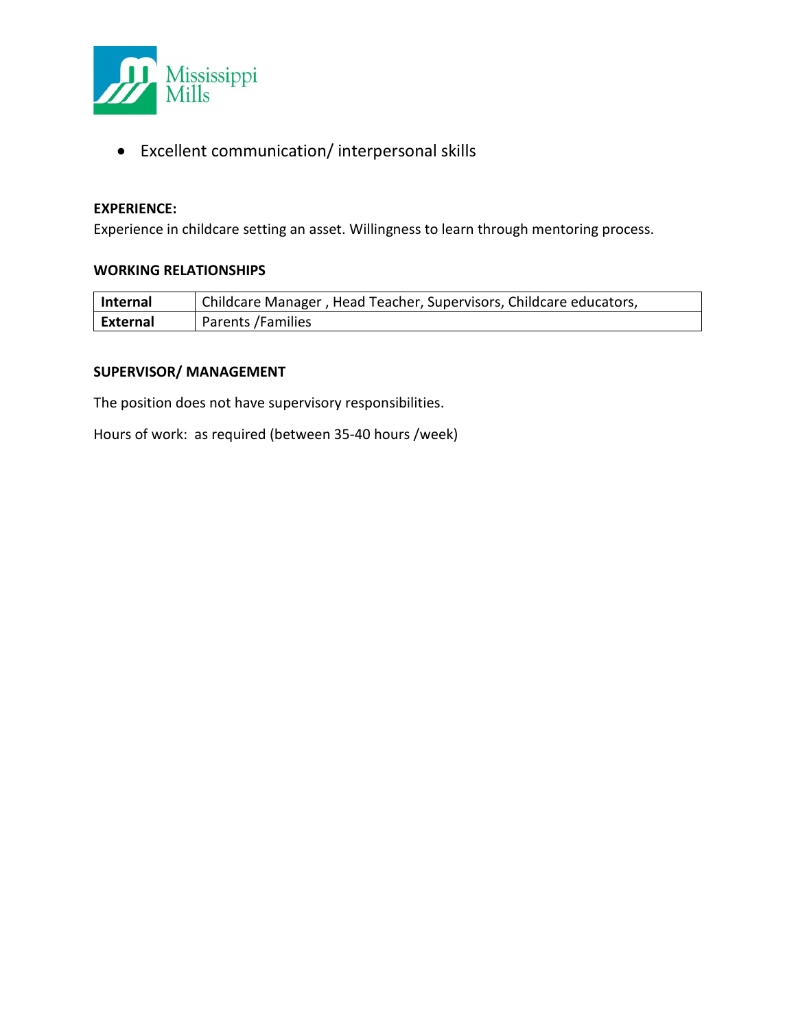- Excellent communication/ interpersonal skills

**EXPERIENCE:**
Experience in childcare setting an asset. Willingness to learn through mentoring process.

**WORKING RELATIONSHIPS**

| | |
|---|---|
| **Internal** | Childcare Manager , Head Teacher, Supervisors, Childcare educators, |
| **External** | Parents /Families |

**SUPERVISOR/ MANAGEMENT**

The position does not have supervisory responsibilities.

Hours of work: as required (between 35-40 hours /week)